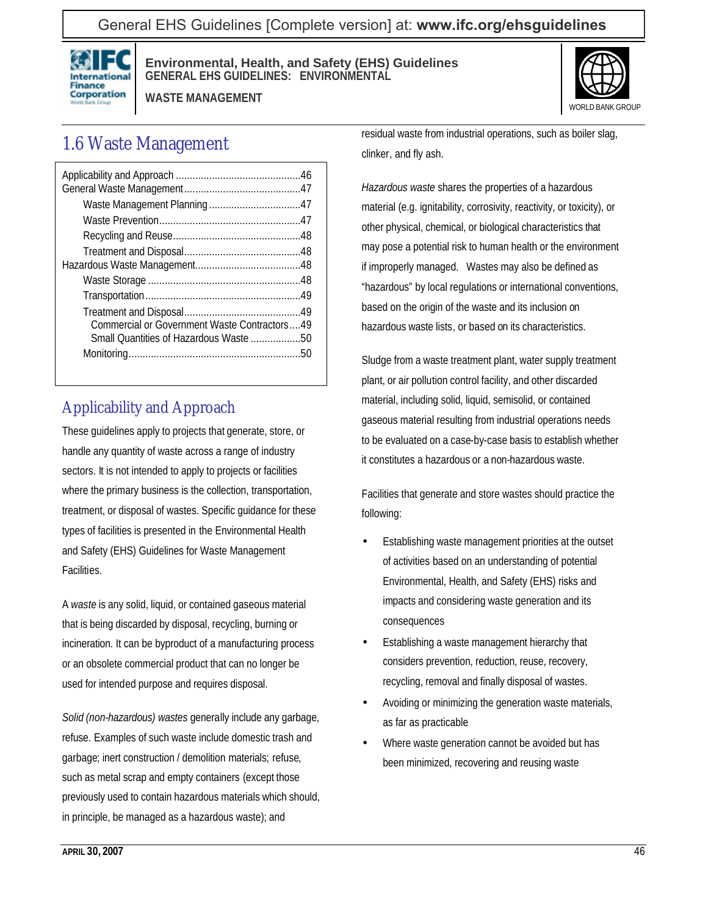# 1.6 Waste Management

| | |
|---|---|
| Applicability and Approach | 46 |
| General Waste Management | 47 |
| Waste Management Planning | 47 |
| Waste Prevention | 47 |
| Recycling and Reuse | 48 |
| Treatment and Disposal | 48 |
| Hazardous Waste Management | 48 |
| Waste Storage | 48 |
| Transportation | 49 |
| Treatment and Disposal | 49 |
| Commercial or Government Waste Contractors | 49 |
| Small Quantities of Hazardous Waste | 50 |
| Monitoring | 50 |

## Applicability and Approach

These guidelines apply to projects that generate, store, or handle any quantity of waste across a range of industry sectors. It is not intended to apply to projects or facilities where the primary business is the collection, transportation, treatment, or disposal of wastes. Specific guidance for these types of facilities is presented in the Environmental Health and Safety (EHS) Guidelines for Waste Management Facilities.

A *waste* is any solid, liquid, or contained gaseous material that is being discarded by disposal, recycling, burning or incineration. It can be byproduct of a manufacturing process or an obsolete commercial product that can no longer be used for intended purpose and requires disposal.

*Solid (non-hazardous) wastes* generally include any garbage, refuse. Examples of such waste include domestic trash and garbage; inert construction / demolition materials; refuse, such as metal scrap and empty containers (except those previously used to contain hazardous materials which should, in principle, be managed as a hazardous waste); and residual waste from industrial operations, such as boiler slag, clinker, and fly ash.

*Hazardous waste* shares the properties of a hazardous material (e.g. ignitability, corrosivity, reactivity, or toxicity), or other physical, chemical, or biological characteristics that may pose a potential risk to human health or the environment if improperly managed. Wastes may also be defined as "hazardous" by local regulations or international conventions, based on the origin of the waste and its inclusion on hazardous waste lists, or based on its characteristics.

Sludge from a waste treatment plant, water supply treatment plant, or air pollution control facility, and other discarded material, including solid, liquid, semisolid, or contained gaseous material resulting from industrial operations needs to be evaluated on a case-by-case basis to establish whether it constitutes a hazardous or a non-hazardous waste.

Facilities that generate and store wastes should practice the following:

- Establishing waste management priorities at the outset of activities based on an understanding of potential Environmental, Health, and Safety (EHS) risks and impacts and considering waste generation and its consequences
- Establishing a waste management hierarchy that considers prevention, reduction, reuse, recovery, recycling, removal and finally disposal of wastes.
- Avoiding or minimizing the generation waste materials, as far as practicable
- Where waste generation cannot be avoided but has been minimized, recovering and reusing waste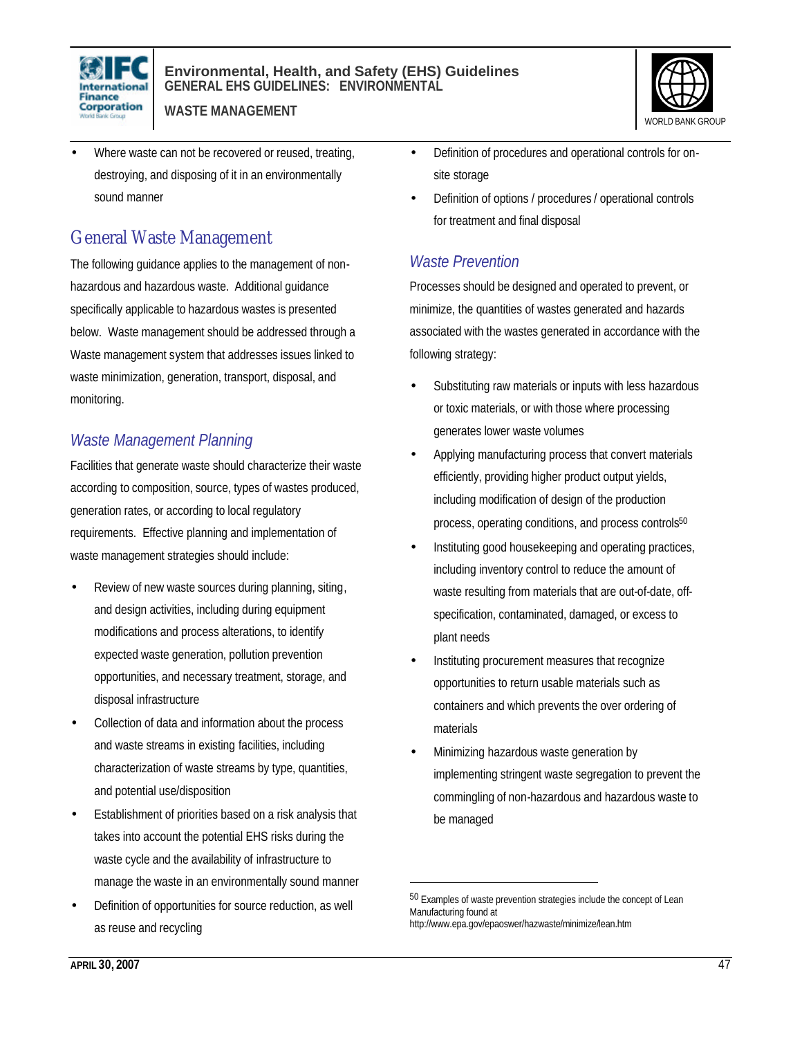- Where waste can not be recovered or reused, treating, destroying, and disposing of it in an environmentally sound manner

## General Waste Management

The following guidance applies to the management of non-hazardous and hazardous waste. Additional guidance specifically applicable to hazardous wastes is presented below. Waste management should be addressed through a Waste management system that addresses issues linked to waste minimization, generation, transport, disposal, and monitoring.

### *Waste Management Planning*

Facilities that generate waste should characterize their waste according to composition, source, types of wastes produced, generation rates, or according to local regulatory requirements. Effective planning and implementation of waste management strategies should include:

- Review of new waste sources during planning, siting, and design activities, including during equipment modifications and process alterations, to identify expected waste generation, pollution prevention opportunities, and necessary treatment, storage, and disposal infrastructure
- Collection of data and information about the process and waste streams in existing facilities, including characterization of waste streams by type, quantities, and potential use/disposition
- Establishment of priorities based on a risk analysis that takes into account the potential EHS risks during the waste cycle and the availability of infrastructure to manage the waste in an environmentally sound manner
- Definition of opportunities for source reduction, as well as reuse and recycling
- Definition of procedures and operational controls for on-site storage
- Definition of options / procedures / operational controls for treatment and final disposal

### *Waste Prevention*

Processes should be designed and operated to prevent, or minimize, the quantities of wastes generated and hazards associated with the wastes generated in accordance with the following strategy:

- Substituting raw materials or inputs with less hazardous or toxic materials, or with those where processing generates lower waste volumes
- Applying manufacturing process that convert materials efficiently, providing higher product output yields, including modification of design of the production process, operating conditions, and process controls[50]
- Instituting good housekeeping and operating practices, including inventory control to reduce the amount of waste resulting from materials that are out-of-date, off-specification, contaminated, damaged, or excess to plant needs
- Instituting procurement measures that recognize opportunities to return usable materials such as containers and which prevents the over ordering of materials
- Minimizing hazardous waste generation by implementing stringent waste segregation to prevent the commingling of non-hazardous and hazardous waste to be managed

[50] Examples of waste prevention strategies include the concept of Lean Manufacturing found at http://www.epa.gov/epaoswer/hazwaste/minimize/lean.htm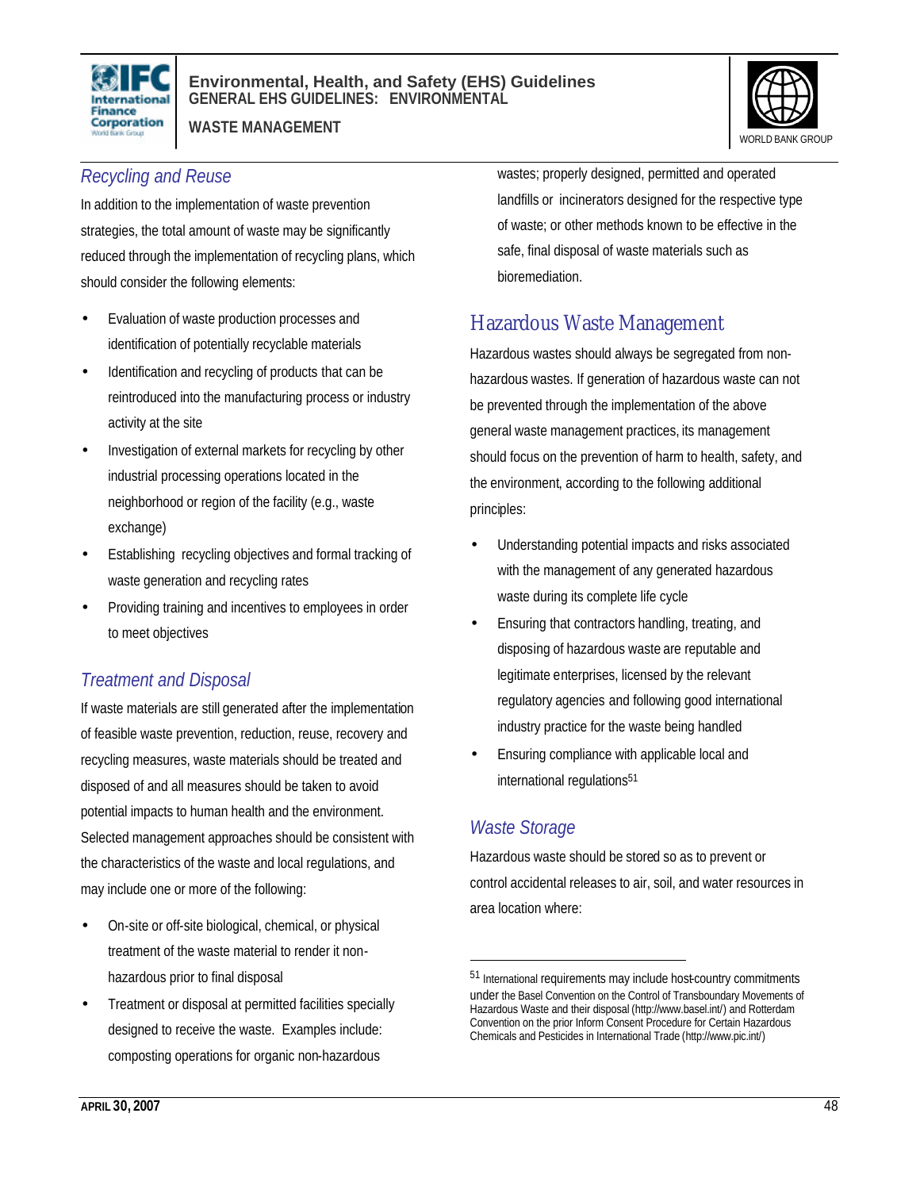### *Recycling and Reuse*

In addition to the implementation of waste prevention strategies, the total amount of waste may be significantly reduced through the implementation of recycling plans, which should consider the following elements:

- Evaluation of waste production processes and identification of potentially recyclable materials
- Identification and recycling of products that can be reintroduced into the manufacturing process or industry activity at the site
- Investigation of external markets for recycling by other industrial processing operations located in the neighborhood or region of the facility (e.g., waste exchange)
- Establishing recycling objectives and formal tracking of waste generation and recycling rates
- Providing training and incentives to employees in order to meet objectives

### *Treatment and Disposal*

If waste materials are still generated after the implementation of feasible waste prevention, reduction, reuse, recovery and recycling measures, waste materials should be treated and disposed of and all measures should be taken to avoid potential impacts to human health and the environment. Selected management approaches should be consistent with the characteristics of the waste and local regulations, and may include one or more of the following:

- On-site or off-site biological, chemical, or physical treatment of the waste material to render it non-hazardous prior to final disposal
- Treatment or disposal at permitted facilities specially designed to receive the waste. Examples include: composting operations for organic non-hazardous wastes; properly designed, permitted and operated landfills or incinerators designed for the respective type of waste; or other methods known to be effective in the safe, final disposal of waste materials such as bioremediation.

## Hazardous Waste Management

Hazardous wastes should always be segregated from non-hazardous wastes. If generation of hazardous waste can not be prevented through the implementation of the above general waste management practices, its management should focus on the prevention of harm to health, safety, and the environment, according to the following additional principles:

- Understanding potential impacts and risks associated with the management of any generated hazardous waste during its complete life cycle
- Ensuring that contractors handling, treating, and disposing of hazardous waste are reputable and legitimate enterprises, licensed by the relevant regulatory agencies and following good international industry practice for the waste being handled
- Ensuring compliance with applicable local and international regulations[51]

### *Waste Storage*

Hazardous waste should be stored so as to prevent or control accidental releases to air, soil, and water resources in area location where:

---

[51] International requirements may include host-country commitments under the Basel Convention on the Control of Transboundary Movements of Hazardous Waste and their disposal (http://www.basel.int/) and Rotterdam Convention on the prior Inform Consent Procedure for Certain Hazardous Chemicals and Pesticides in International Trade (http://www.pic.int/)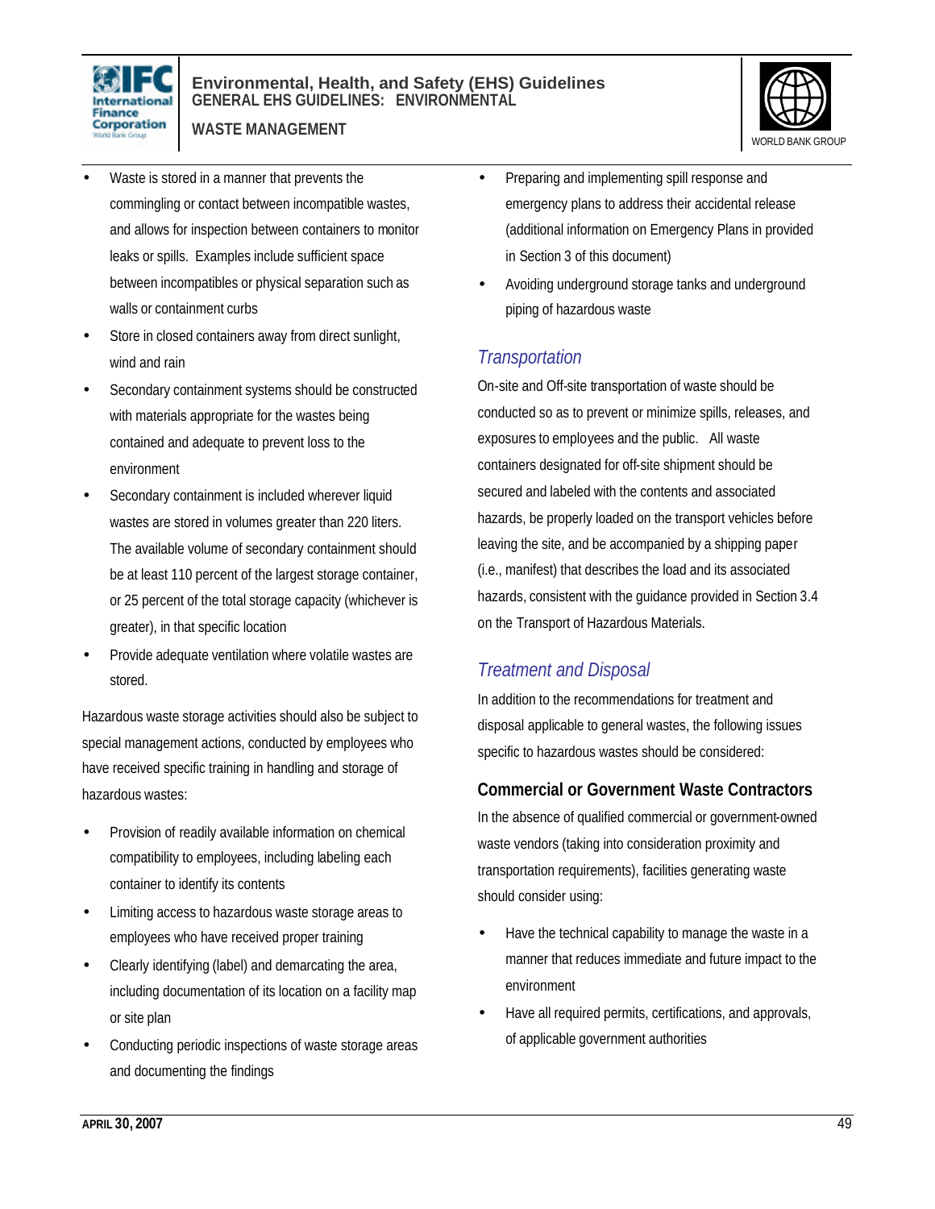- Waste is stored in a manner that prevents the commingling or contact between incompatible wastes, and allows for inspection between containers to monitor leaks or spills. Examples include sufficient space between incompatibles or physical separation such as walls or containment curbs
- Store in closed containers away from direct sunlight, wind and rain
- Secondary containment systems should be constructed with materials appropriate for the wastes being contained and adequate to prevent loss to the environment
- Secondary containment is included wherever liquid wastes are stored in volumes greater than 220 liters. The available volume of secondary containment should be at least 110 percent of the largest storage container, or 25 percent of the total storage capacity (whichever is greater), in that specific location
- Provide adequate ventilation where volatile wastes are stored.

Hazardous waste storage activities should also be subject to special management actions, conducted by employees who have received specific training in handling and storage of hazardous wastes:

- Provision of readily available information on chemical compatibility to employees, including labeling each container to identify its contents
- Limiting access to hazardous waste storage areas to employees who have received proper training
- Clearly identifying (label) and demarcating the area, including documentation of its location on a facility map or site plan
- Conducting periodic inspections of waste storage areas and documenting the findings
- Preparing and implementing spill response and emergency plans to address their accidental release (additional information on Emergency Plans in provided in Section 3 of this document)
- Avoiding underground storage tanks and underground piping of hazardous waste

### *Transportation*

On-site and Off-site transportation of waste should be conducted so as to prevent or minimize spills, releases, and exposures to employees and the public. All waste containers designated for off-site shipment should be secured and labeled with the contents and associated hazards, be properly loaded on the transport vehicles before leaving the site, and be accompanied by a shipping paper (i.e., manifest) that describes the load and its associated hazards, consistent with the guidance provided in Section 3.4 on the Transport of Hazardous Materials.

### *Treatment and Disposal*

In addition to the recommendations for treatment and disposal applicable to general wastes, the following issues specific to hazardous wastes should be considered:

#### Commercial or Government Waste Contractors

In the absence of qualified commercial or government-owned waste vendors (taking into consideration proximity and transportation requirements), facilities generating waste should consider using:

- Have the technical capability to manage the waste in a manner that reduces immediate and future impact to the environment
- Have all required permits, certifications, and approvals, of applicable government authorities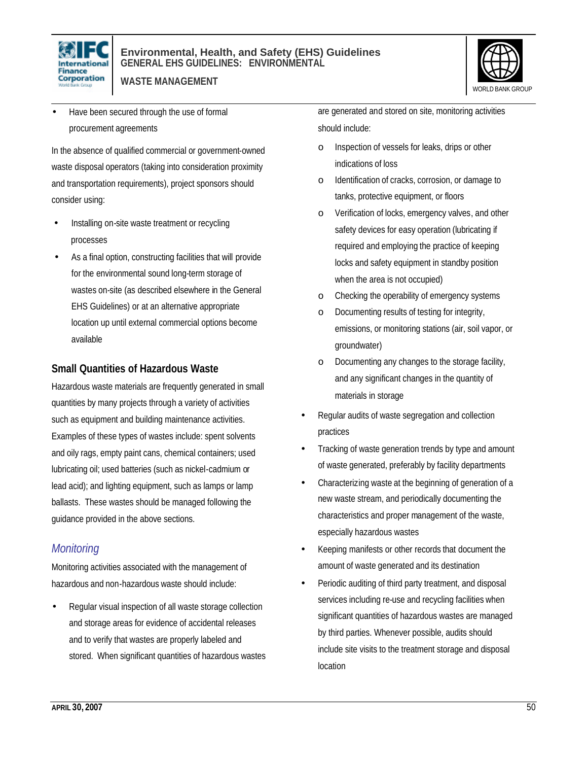- Have been secured through the use of formal procurement agreements

In the absence of qualified commercial or government-owned waste disposal operators (taking into consideration proximity and transportation requirements), project sponsors should consider using:

- Installing on-site waste treatment or recycling processes
- As a final option, constructing facilities that will provide for the environmental sound long-term storage of wastes on-site (as described elsewhere in the General EHS Guidelines) or at an alternative appropriate location up until external commercial options become available

### Small Quantities of Hazardous Waste

Hazardous waste materials are frequently generated in small quantities by many projects through a variety of activities such as equipment and building maintenance activities. Examples of these types of wastes include: spent solvents and oily rags, empty paint cans, chemical containers; used lubricating oil; used batteries (such as nickel-cadmium or lead acid); and lighting equipment, such as lamps or lamp ballasts. These wastes should be managed following the guidance provided in the above sections.

## *Monitoring*

Monitoring activities associated with the management of hazardous and non-hazardous waste should include:

- Regular visual inspection of all waste storage collection and storage areas for evidence of accidental releases and to verify that wastes are properly labeled and stored. When significant quantities of hazardous wastes are generated and stored on site, monitoring activities should include:
    - Inspection of vessels for leaks, drips or other indications of loss
    - Identification of cracks, corrosion, or damage to tanks, protective equipment, or floors
    - Verification of locks, emergency valves, and other safety devices for easy operation (lubricating if required and employing the practice of keeping locks and safety equipment in standby position when the area is not occupied)
    - Checking the operability of emergency systems
    - Documenting results of testing for integrity, emissions, or monitoring stations (air, soil vapor, or groundwater)
    - Documenting any changes to the storage facility, and any significant changes in the quantity of materials in storage
- Regular audits of waste segregation and collection practices
- Tracking of waste generation trends by type and amount of waste generated, preferably by facility departments
- Characterizing waste at the beginning of generation of a new waste stream, and periodically documenting the characteristics and proper management of the waste, especially hazardous wastes
- Keeping manifests or other records that document the amount of waste generated and its destination
- Periodic auditing of third party treatment, and disposal services including re-use and recycling facilities when significant quantities of hazardous wastes are managed by third parties. Whenever possible, audits should include site visits to the treatment storage and disposal location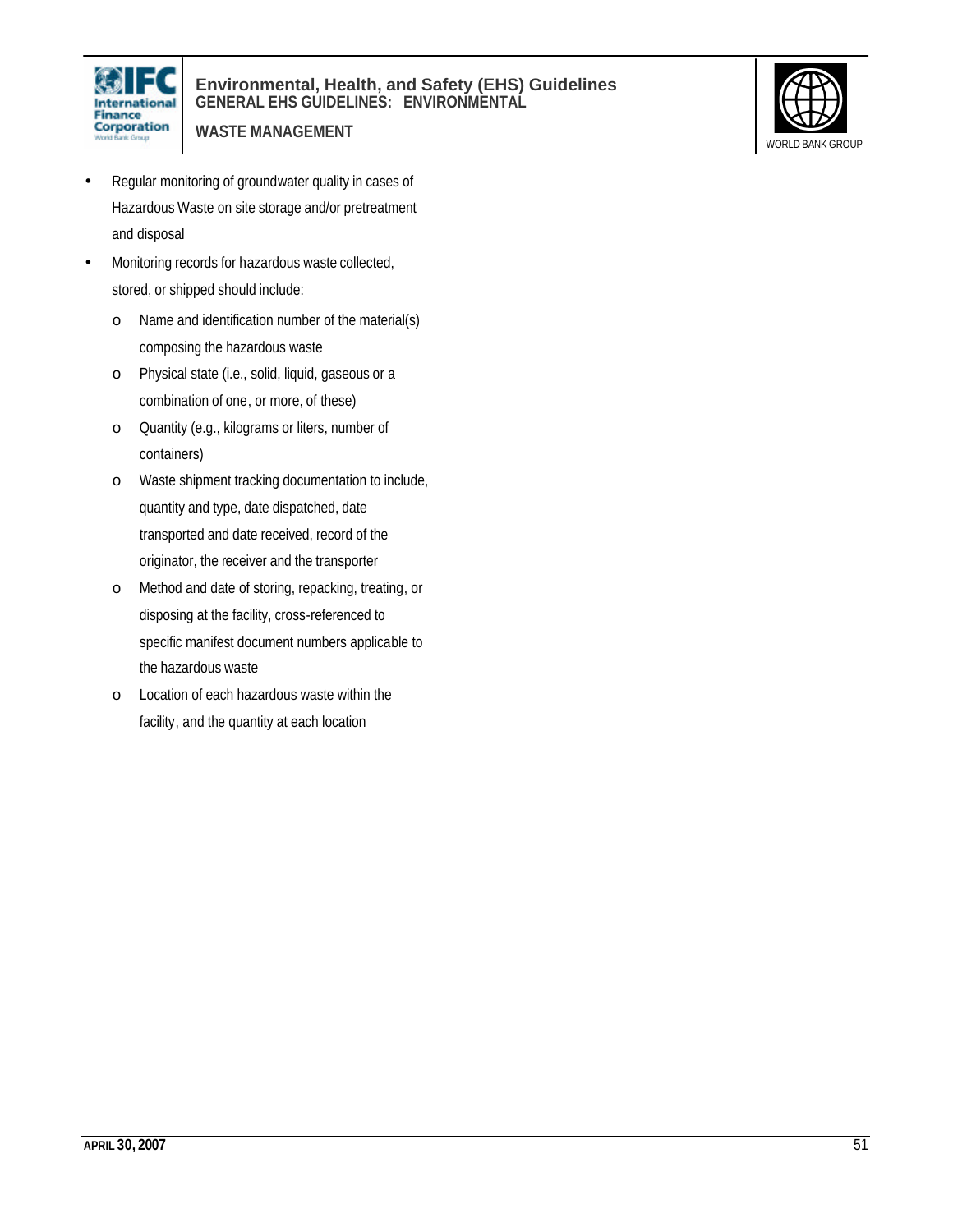- Regular monitoring of groundwater quality in cases of Hazardous Waste on site storage and/or pretreatment and disposal
- Monitoring records for hazardous waste collected, stored, or shipped should include:
    - Name and identification number of the material(s) composing the hazardous waste
    - Physical state (i.e., solid, liquid, gaseous or a combination of one, or more, of these)
    - Quantity (e.g., kilograms or liters, number of containers)
    - Waste shipment tracking documentation to include, quantity and type, date dispatched, date transported and date received, record of the originator, the receiver and the transporter
    - Method and date of storing, repacking, treating, or disposing at the facility, cross-referenced to specific manifest document numbers applicable to the hazardous waste
    - Location of each hazardous waste within the facility, and the quantity at each location